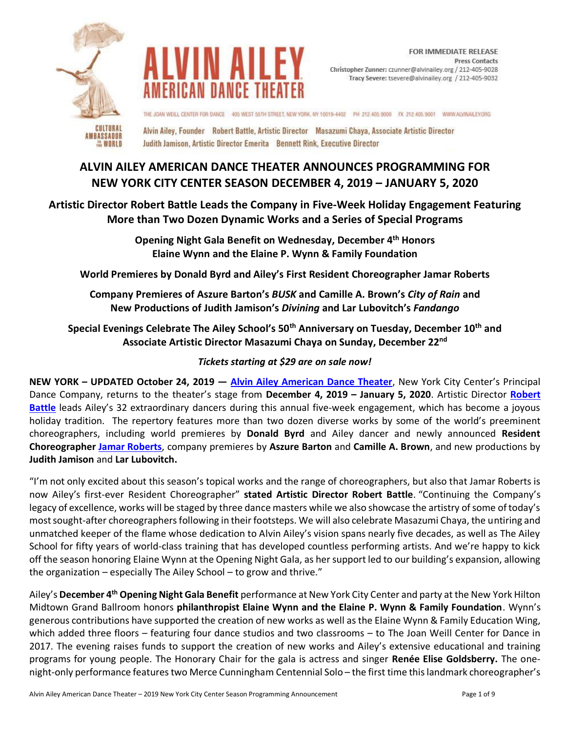FOR IMMEDIATE RELEASE
Press Contacts
Christopher Zunner: czunner@alvinailey.org / 212-405-9028
Tracy Severe: tsevere@alvinailey.org / 212-405-9032

ALVIN AILEY AMERICAN DANCE THEATER

THE JOAN WEILL CENTER FOR DANCE 405 WEST 55TH STREET, NEW YORK, NY 10019-4402 PH 212.405.9000 FX 212.405.9001 WWW.ALVINAILEY.ORG

CULTURAL AMBASSADOR TO THE WORLD

Alvin Ailey, Founder Robert Battle, Artistic Director Masazumi Chaya, Associate Artistic Director
Judith Jamison, Artistic Director Emerita Bennett Rink, Executive Director

# ALVIN AILEY AMERICAN DANCE THEATER ANNOUNCES PROGRAMMING FOR NEW YORK CITY CENTER SEASON DECEMBER 4, 2019 – JANUARY 5, 2020

## Artistic Director Robert Battle Leads the Company in Five-Week Holiday Engagement Featuring More than Two Dozen Dynamic Works and a Series of Special Programs

### Opening Night Gala Benefit on Wednesday, December 4th Honors Elaine Wynn and the Elaine P. Wynn & Family Foundation

### World Premieres by Donald Byrd and Ailey's First Resident Choreographer Jamar Roberts

### Company Premieres of Aszure Barton's *BUSK* and Camille A. Brown's *City of Rain* and New Productions of Judith Jamison's *Divining* and Lar Lubovitch's *Fandango*

### Special Evenings Celebrate The Ailey School's 50th Anniversary on Tuesday, December 10th and Associate Artistic Director Masazumi Chaya on Sunday, December 22nd

***Tickets starting at $29 are on sale now!***

**NEW YORK – UPDATED October 24, 2019 —** **Alvin Ailey American Dance Theater**, New York City Center's Principal Dance Company, returns to the theater's stage from **December 4, 2019 – January 5, 2020**. Artistic Director **Robert Battle** leads Ailey's 32 extraordinary dancers during this annual five-week engagement, which has become a joyous holiday tradition. The repertory features more than two dozen diverse works by some of the world's preeminent choreographers, including world premieres by **Donald Byrd** and Ailey dancer and newly announced **Resident Choreographer Jamar Roberts**, company premieres by **Aszure Barton** and **Camille A. Brown**, and new productions by **Judith Jamison** and **Lar Lubovitch.**

"I'm not only excited about this season's topical works and the range of choreographers, but also that Jamar Roberts is now Ailey's first-ever Resident Choreographer" **stated Artistic Director Robert Battle**. "Continuing the Company's legacy of excellence, works will be staged by three dance masters while we also showcase the artistry of some of today's most sought-after choreographers following in their footsteps. We will also celebrate Masazumi Chaya, the untiring and unmatched keeper of the flame whose dedication to Alvin Ailey's vision spans nearly five decades, as well as The Ailey School for fifty years of world-class training that has developed countless performing artists. And we're happy to kick off the season honoring Elaine Wynn at the Opening Night Gala, as her support led to our building's expansion, allowing the organization – especially The Ailey School – to grow and thrive."

Ailey's **December 4th Opening Night Gala Benefit** performance at New York City Center and party at the New York Hilton Midtown Grand Ballroom honors **philanthropist Elaine Wynn and the Elaine P. Wynn & Family Foundation**. Wynn's generous contributions have supported the creation of new works as well as the Elaine Wynn & Family Education Wing, which added three floors – featuring four dance studios and two classrooms – to The Joan Weill Center for Dance in 2017. The evening raises funds to support the creation of new works and Ailey's extensive educational and training programs for young people. The Honorary Chair for the gala is actress and singer **Renée Elise Goldsberry.** The one-night-only performance features two Merce Cunningham Centennial Solo – the first time this landmark choreographer's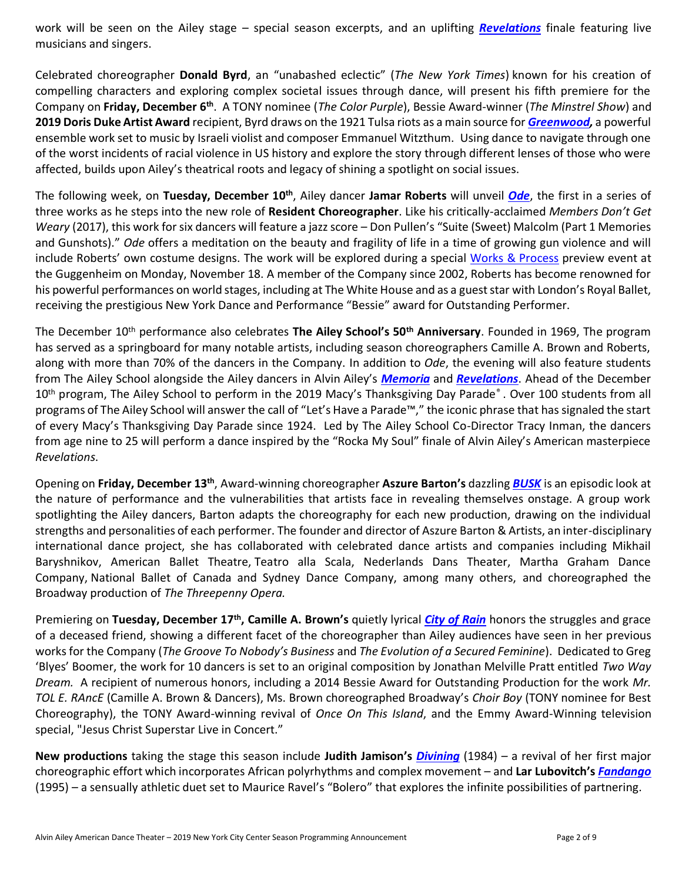work will be seen on the Ailey stage – special season excerpts, and an uplifting ***Revelations*** finale featuring live musicians and singers.

Celebrated choreographer **Donald Byrd**, an "unabashed eclectic" (*The New York Times*) known for his creation of compelling characters and exploring complex societal issues through dance, will present his fifth premiere for the Company on **Friday, December 6th**. A TONY nominee (*The Color Purple*), Bessie Award-winner (*The Minstrel Show*) and **2019 Doris Duke Artist Award** recipient, Byrd draws on the 1921 Tulsa riots as a main source for ***Greenwood,*** a powerful ensemble work set to music by Israeli violist and composer Emmanuel Witzthum. Using dance to navigate through one of the worst incidents of racial violence in US history and explore the story through different lenses of those who were affected, builds upon Ailey's theatrical roots and legacy of shining a spotlight on social issues.

The following week, on **Tuesday, December 10th**, Ailey dancer **Jamar Roberts** will unveil ***Ode***, the first in a series of three works as he steps into the new role of **Resident Choreographer**. Like his critically-acclaimed *Members Don't Get Weary* (2017), this work for six dancers will feature a jazz score – Don Pullen's "Suite (Sweet) Malcolm (Part 1 Memories and Gunshots)." *Ode* offers a meditation on the beauty and fragility of life in a time of growing gun violence and will include Roberts' own costume designs. The work will be explored during a special Works & Process preview event at the Guggenheim on Monday, November 18. A member of the Company since 2002, Roberts has become renowned for his powerful performances on world stages, including at The White House and as a guest star with London's Royal Ballet, receiving the prestigious New York Dance and Performance "Bessie" award for Outstanding Performer.

The December 10th performance also celebrates **The Ailey School's 50th Anniversary**. Founded in 1969, The program has served as a springboard for many notable artists, including season choreographers Camille A. Brown and Roberts, along with more than 70% of the dancers in the Company. In addition to *Ode*, the evening will also feature students from The Ailey School alongside the Ailey dancers in Alvin Ailey's ***Memoria*** and ***Revelations***. Ahead of the December 10th program, The Ailey School to perform in the 2019 Macy's Thanksgiving Day Parade®. Over 100 students from all programs of The Ailey School will answer the call of "Let's Have a Parade™," the iconic phrase that has signaled the start of every Macy's Thanksgiving Day Parade since 1924. Led by The Ailey School Co-Director Tracy Inman, the dancers from age nine to 25 will perform a dance inspired by the "Rocka My Soul" finale of Alvin Ailey's American masterpiece *Revelations*.

Opening on **Friday, December 13th**, Award-winning choreographer **Aszure Barton's** dazzling ***BUSK*** is an episodic look at the nature of performance and the vulnerabilities that artists face in revealing themselves onstage. A group work spotlighting the Ailey dancers, Barton adapts the choreography for each new production, drawing on the individual strengths and personalities of each performer. The founder and director of Aszure Barton & Artists, an inter-disciplinary international dance project, she has collaborated with celebrated dance artists and companies including Mikhail Baryshnikov, American Ballet Theatre, Teatro alla Scala, Nederlands Dans Theater, Martha Graham Dance Company, National Ballet of Canada and Sydney Dance Company, among many others, and choreographed the Broadway production of *The Threepenny Opera.*

Premiering on **Tuesday, December 17th, Camille A. Brown's** quietly lyrical ***City of Rain*** honors the struggles and grace of a deceased friend, showing a different facet of the choreographer than Ailey audiences have seen in her previous works for the Company (*The Groove To Nobody's Business* and *The Evolution of a Secured Feminine*). Dedicated to Greg 'Blyes' Boomer, the work for 10 dancers is set to an original composition by Jonathan Melville Pratt entitled *Two Way Dream.* A recipient of numerous honors, including a 2014 Bessie Award for Outstanding Production for the work *Mr. TOL E. RAncE* (Camille A. Brown & Dancers), Ms. Brown choreographed Broadway's *Choir Boy* (TONY nominee for Best Choreography), the TONY Award-winning revival of *Once On This Island*, and the Emmy Award-Winning television special, "Jesus Christ Superstar Live in Concert."

**New productions** taking the stage this season include **Judith Jamison's *Divining*** (1984) – a revival of her first major choreographic effort which incorporates African polyrhythms and complex movement – and **Lar Lubovitch's *Fandango*** (1995) – a sensually athletic duet set to Maurice Ravel's "Bolero" that explores the infinite possibilities of partnering.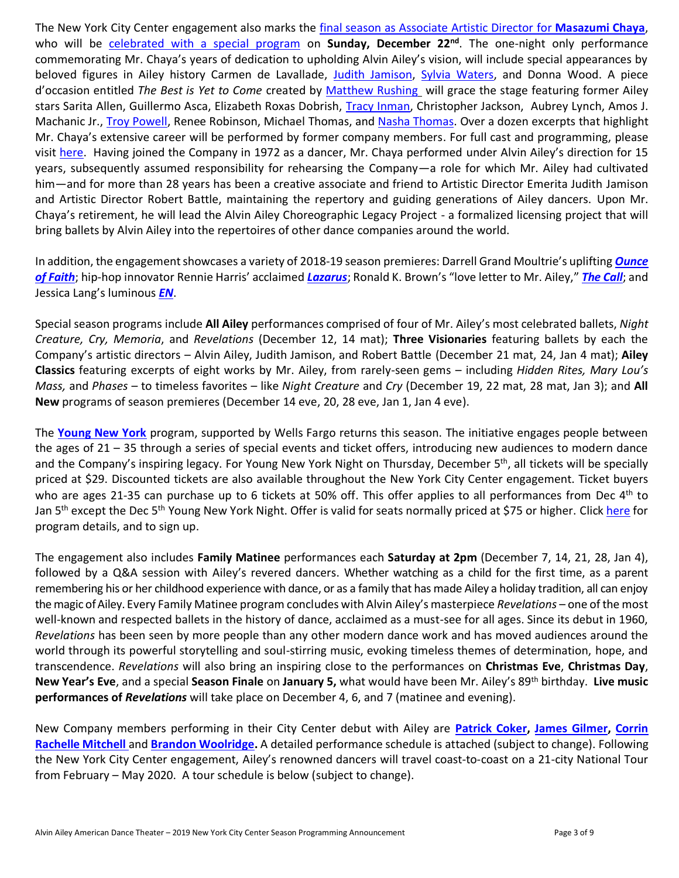The New York City Center engagement also marks the final season as Associate Artistic Director for **Masazumi Chaya**, who will be celebrated with a special program on **Sunday, December 22nd**. The one-night only performance commemorating Mr. Chaya's years of dedication to upholding Alvin Ailey's vision, will include special appearances by beloved figures in Ailey history Carmen de Lavallade, Judith Jamison, Sylvia Waters, and Donna Wood. A piece d'occasion entitled *The Best is Yet to Come* created by Matthew Rushing will grace the stage featuring former Ailey stars Sarita Allen, Guillermo Asca, Elizabeth Roxas Dobrish, Tracy Inman, Christopher Jackson, Aubrey Lynch, Amos J. Machanic Jr., Troy Powell, Renee Robinson, Michael Thomas, and Nasha Thomas. Over a dozen excerpts that highlight Mr. Chaya's extensive career will be performed by former company members. For full cast and programming, please visit here. Having joined the Company in 1972 as a dancer, Mr. Chaya performed under Alvin Ailey's direction for 15 years, subsequently assumed responsibility for rehearsing the Company—a role for which Mr. Ailey had cultivated him—and for more than 28 years has been a creative associate and friend to Artistic Director Emerita Judith Jamison and Artistic Director Robert Battle, maintaining the repertory and guiding generations of Ailey dancers. Upon Mr. Chaya's retirement, he will lead the Alvin Ailey Choreographic Legacy Project - a formalized licensing project that will bring ballets by Alvin Ailey into the repertoires of other dance companies around the world.

In addition, the engagement showcases a variety of 2018-19 season premieres: Darrell Grand Moultrie's uplifting ***Ounce of Faith***; hip-hop innovator Rennie Harris' acclaimed ***Lazarus***; Ronald K. Brown's "love letter to Mr. Ailey," ***The Call***; and Jessica Lang's luminous ***EN***.

Special season programs include **All Ailey** performances comprised of four of Mr. Ailey's most celebrated ballets, *Night Creature, Cry, Memoria*, and *Revelations* (December 12, 14 mat); **Three Visionaries** featuring ballets by each the Company's artistic directors – Alvin Ailey, Judith Jamison, and Robert Battle (December 21 mat, 24, Jan 4 mat); **Ailey Classics** featuring excerpts of eight works by Mr. Ailey, from rarely-seen gems – including *Hidden Rites, Mary Lou's Mass,* and *Phases* – to timeless favorites – like *Night Creature* and *Cry* (December 19, 22 mat, 28 mat, Jan 3); and **All New** programs of season premieres (December 14 eve, 20, 28 eve, Jan 1, Jan 4 eve).

The **Young New York** program, supported by Wells Fargo returns this season. The initiative engages people between the ages of 21 – 35 through a series of special events and ticket offers, introducing new audiences to modern dance and the Company's inspiring legacy. For Young New York Night on Thursday, December 5th, all tickets will be specially priced at $29. Discounted tickets are also available throughout the New York City Center engagement. Ticket buyers who are ages 21-35 can purchase up to 6 tickets at 50% off. This offer applies to all performances from Dec 4th to Jan 5th except the Dec 5th Young New York Night. Offer is valid for seats normally priced at $75 or higher. Click here for program details, and to sign up.

The engagement also includes **Family Matinee** performances each **Saturday at 2pm** (December 7, 14, 21, 28, Jan 4), followed by a Q&A session with Ailey's revered dancers. Whether watching as a child for the first time, as a parent remembering his or her childhood experience with dance, or as a family that has made Ailey a holiday tradition, all can enjoy the magic of Ailey. Every Family Matinee program concludes with Alvin Ailey's masterpiece *Revelations* – one of the most well-known and respected ballets in the history of dance, acclaimed as a must-see for all ages. Since its debut in 1960, *Revelations* has been seen by more people than any other modern dance work and has moved audiences around the world through its powerful storytelling and soul-stirring music, evoking timeless themes of determination, hope, and transcendence. *Revelations* will also bring an inspiring close to the performances on **Christmas Eve**, **Christmas Day**, **New Year's Eve**, and a special **Season Finale** on **January 5,** what would have been Mr. Ailey's 89th birthday. **Live music performances of *Revelations*** will take place on December 4, 6, and 7 (matinee and evening).

New Company members performing in their City Center debut with Ailey are **Patrick Coker, James Gilmer, Corrin Rachelle Mitchell** and **Brandon Woolridge.** A detailed performance schedule is attached (subject to change). Following the New York City Center engagement, Ailey's renowned dancers will travel coast-to-coast on a 21-city National Tour from February – May 2020. A tour schedule is below (subject to change).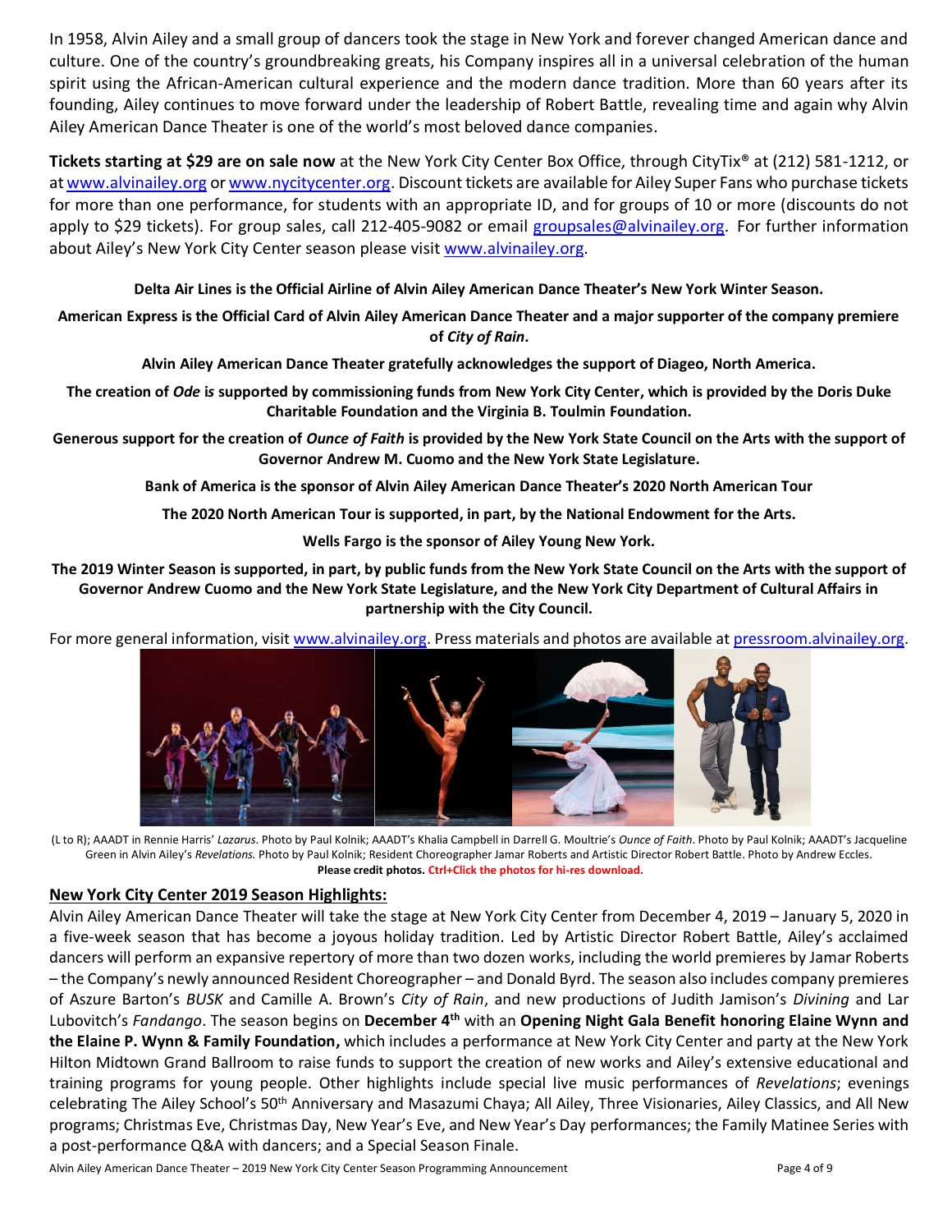In 1958, Alvin Ailey and a small group of dancers took the stage in New York and forever changed American dance and culture. One of the country's groundbreaking greats, his Company inspires all in a universal celebration of the human spirit using the African-American cultural experience and the modern dance tradition. More than 60 years after its founding, Ailey continues to move forward under the leadership of Robert Battle, revealing time and again why Alvin Ailey American Dance Theater is one of the world's most beloved dance companies.

**Tickets starting at $29 are on sale now** at the New York City Center Box Office, through CityTix® at (212) 581-1212, or at www.alvinailey.org or www.nycitycenter.org. Discount tickets are available for Ailey Super Fans who purchase tickets for more than one performance, for students with an appropriate ID, and for groups of 10 or more (discounts do not apply to $29 tickets). For group sales, call 212-405-9082 or email groupsales@alvinailey.org. For further information about Ailey's New York City Center season please visit www.alvinailey.org.

**Delta Air Lines is the Official Airline of Alvin Ailey American Dance Theater's New York Winter Season.**

**American Express is the Official Card of Alvin Ailey American Dance Theater and a major supporter of the company premiere of *City of Rain*.**

**Alvin Ailey American Dance Theater gratefully acknowledges the support of Diageo, North America.**

**The creation of *Ode* is supported by commissioning funds from New York City Center, which is provided by the Doris Duke Charitable Foundation and the Virginia B. Toulmin Foundation.**

**Generous support for the creation of *Ounce of Faith* is provided by the New York State Council on the Arts with the support of Governor Andrew M. Cuomo and the New York State Legislature.**

**Bank of America is the sponsor of Alvin Ailey American Dance Theater's 2020 North American Tour**

**The 2020 North American Tour is supported, in part, by the National Endowment for the Arts.**

**Wells Fargo is the sponsor of Ailey Young New York.**

**The 2019 Winter Season is supported, in part, by public funds from the New York State Council on the Arts with the support of Governor Andrew Cuomo and the New York State Legislature, and the New York City Department of Cultural Affairs in partnership with the City Council.**

For more general information, visit www.alvinailey.org. Press materials and photos are available at pressroom.alvinailey.org.

(L to R); AAADT in Rennie Harris' *Lazarus*. Photo by Paul Kolnik; AAADT's Khalia Campbell in Darrell G. Moultrie's *Ounce of Faith*. Photo by Paul Kolnik; AAADT's Jacqueline Green in Alvin Ailey's *Revelations.* Photo by Paul Kolnik; Resident Choreographer Jamar Roberts and Artistic Director Robert Battle. Photo by Andrew Eccles.
**Please credit photos. Ctrl+Click the photos for hi-res download.**

## New York City Center 2019 Season Highlights:

Alvin Ailey American Dance Theater will take the stage at New York City Center from December 4, 2019 – January 5, 2020 in a five-week season that has become a joyous holiday tradition. Led by Artistic Director Robert Battle, Ailey's acclaimed dancers will perform an expansive repertory of more than two dozen works, including the world premieres by Jamar Roberts – the Company's newly announced Resident Choreographer – and Donald Byrd. The season also includes company premieres of Aszure Barton's *BUSK* and Camille A. Brown's *City of Rain*, and new productions of Judith Jamison's *Divining* and Lar Lubovitch's *Fandango*. The season begins on **December 4th** with an **Opening Night Gala Benefit honoring Elaine Wynn and the Elaine P. Wynn & Family Foundation,** which includes a performance at New York City Center and party at the New York Hilton Midtown Grand Ballroom to raise funds to support the creation of new works and Ailey's extensive educational and training programs for young people. Other highlights include special live music performances of *Revelations*; evenings celebrating The Ailey School's 50th Anniversary and Masazumi Chaya; All Ailey, Three Visionaries, Ailey Classics, and All New programs; Christmas Eve, Christmas Day, New Year's Eve, and New Year's Day performances; the Family Matinee Series with a post-performance Q&A with dancers; and a Special Season Finale.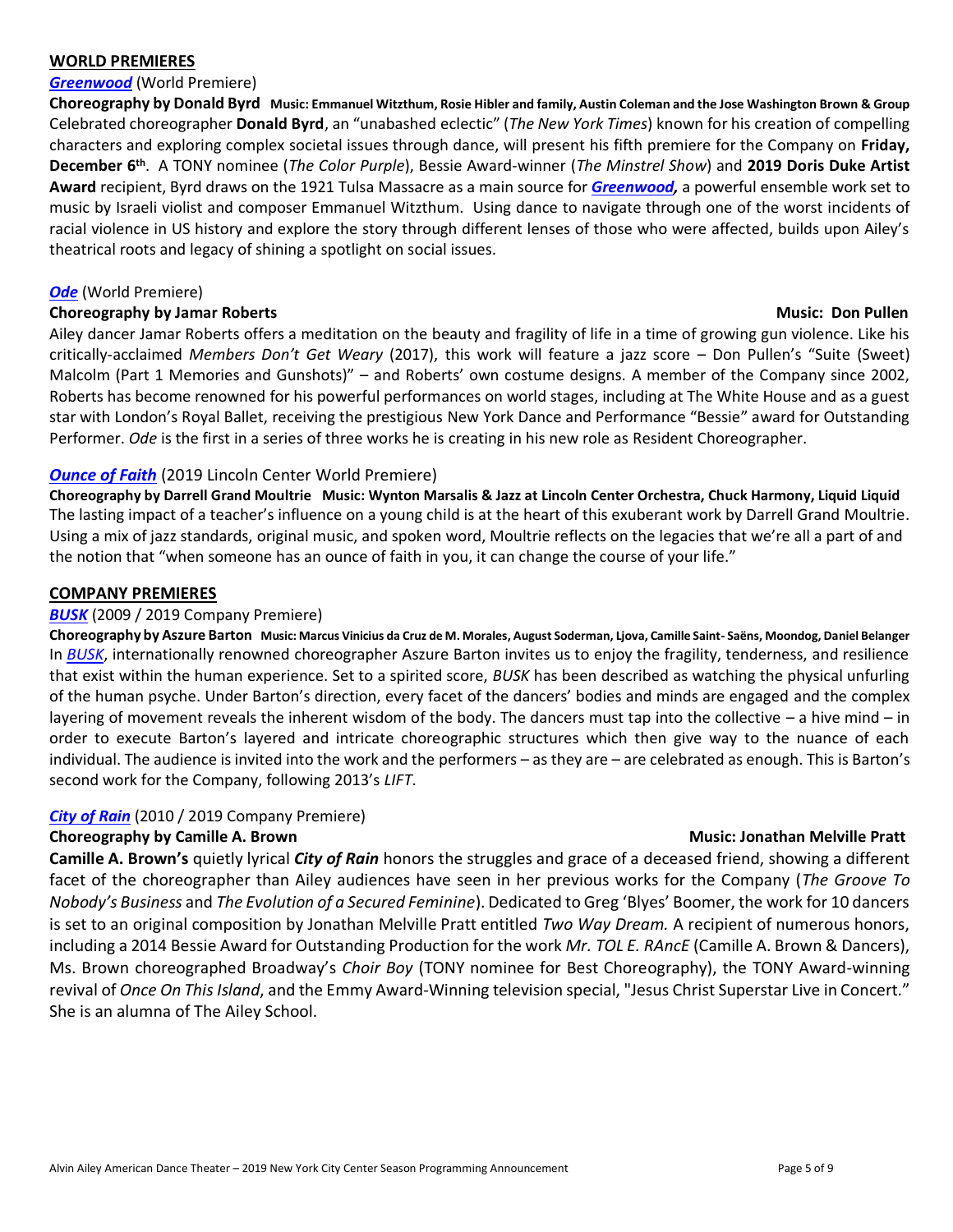## WORLD PREMIERES

***Greenwood*** (World Premiere)

**Choreography by Donald Byrd Music: Emmanuel Witzthum, Rosie Hibler and family, Austin Coleman and the Jose Washington Brown & Group**

Celebrated choreographer **Donald Byrd**, an "unabashed eclectic" (*The New York Times*) known for his creation of compelling characters and exploring complex societal issues through dance, will present his fifth premiere for the Company on **Friday, December 6th**. A TONY nominee (*The Color Purple*), Bessie Award-winner (*The Minstrel Show*) and **2019 Doris Duke Artist Award** recipient, Byrd draws on the 1921 Tulsa Massacre as a main source for ***Greenwood*,** a powerful ensemble work set to music by Israeli violist and composer Emmanuel Witzthum. Using dance to navigate through one of the worst incidents of racial violence in US history and explore the story through different lenses of those who were affected, builds upon Ailey's theatrical roots and legacy of shining a spotlight on social issues.

***Ode*** (World Premiere)

**Choreography by Jamar Roberts** **Music: Don Pullen**

Ailey dancer Jamar Roberts offers a meditation on the beauty and fragility of life in a time of growing gun violence. Like his critically-acclaimed *Members Don't Get Weary* (2017), this work will feature a jazz score – Don Pullen's "Suite (Sweet) Malcolm (Part 1 Memories and Gunshots)" – and Roberts' own costume designs. A member of the Company since 2002, Roberts has become renowned for his powerful performances on world stages, including at The White House and as a guest star with London's Royal Ballet, receiving the prestigious New York Dance and Performance "Bessie" award for Outstanding Performer. *Ode* is the first in a series of three works he is creating in his new role as Resident Choreographer.

***Ounce of Faith*** (2019 Lincoln Center World Premiere)

**Choreography by Darrell Grand Moultrie Music: Wynton Marsalis & Jazz at Lincoln Center Orchestra, Chuck Harmony, Liquid Liquid**

The lasting impact of a teacher's influence on a young child is at the heart of this exuberant work by Darrell Grand Moultrie. Using a mix of jazz standards, original music, and spoken word, Moultrie reflects on the legacies that we're all a part of and the notion that "when someone has an ounce of faith in you, it can change the course of your life."

## COMPANY PREMIERES

***BUSK*** (2009 / 2019 Company Premiere)

**Choreography by Aszure Barton Music: Marcus Vinicius da Cruz de M. Morales, August Soderman, Ljova, Camille Saint- Saëns, Moondog, Daniel Belanger**

In *BUSK*, internationally renowned choreographer Aszure Barton invites us to enjoy the fragility, tenderness, and resilience that exist within the human experience. Set to a spirited score, *BUSK* has been described as watching the physical unfurling of the human psyche. Under Barton's direction, every facet of the dancers' bodies and minds are engaged and the complex layering of movement reveals the inherent wisdom of the body. The dancers must tap into the collective – a hive mind – in order to execute Barton's layered and intricate choreographic structures which then give way to the nuance of each individual. The audience is invited into the work and the performers – as they are – are celebrated as enough. This is Barton's second work for the Company, following 2013's *LIFT*.

***City of Rain*** (2010 / 2019 Company Premiere)

**Choreography by Camille A. Brown** **Music: Jonathan Melville Pratt**

**Camille A. Brown's** quietly lyrical ***City of Rain*** honors the struggles and grace of a deceased friend, showing a different facet of the choreographer than Ailey audiences have seen in her previous works for the Company (*The Groove To Nobody's Business* and *The Evolution of a Secured Feminine*). Dedicated to Greg 'Blyes' Boomer, the work for 10 dancers is set to an original composition by Jonathan Melville Pratt entitled *Two Way Dream.* A recipient of numerous honors, including a 2014 Bessie Award for Outstanding Production for the work *Mr. TOL E. RAncE* (Camille A. Brown & Dancers), Ms. Brown choreographed Broadway's *Choir Boy* (TONY nominee for Best Choreography), the TONY Award-winning revival of *Once On This Island*, and the Emmy Award-Winning television special, "Jesus Christ Superstar Live in Concert." She is an alumna of The Ailey School.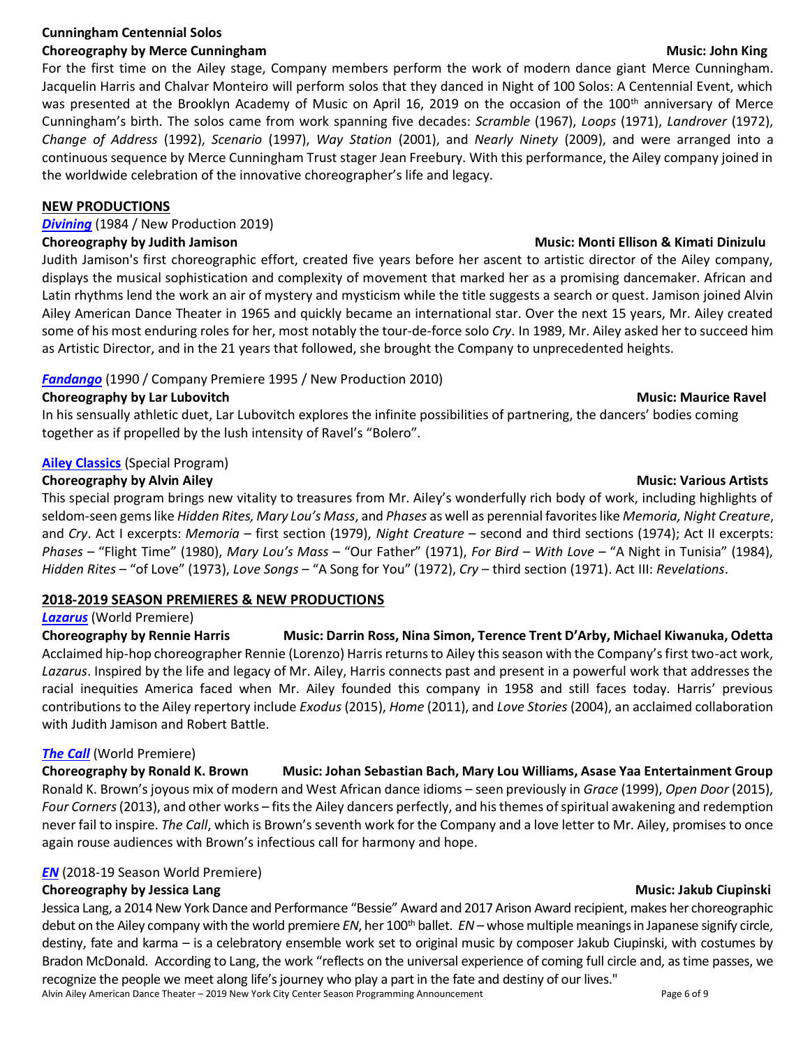**Cunningham Centennial Solos**

**Choreography by Merce Cunningham** **Music: John King**

For the first time on the Ailey stage, Company members perform the work of modern dance giant Merce Cunningham. Jacquelin Harris and Chalvar Monteiro will perform solos that they danced in Night of 100 Solos: A Centennial Event, which was presented at the Brooklyn Academy of Music on April 16, 2019 on the occasion of the 100th anniversary of Merce Cunningham's birth. The solos came from work spanning five decades: *Scramble* (1967), *Loops* (1971), *Landrover* (1972), *Change of Address* (1992), *Scenario* (1997), *Way Station* (2001), and *Nearly Ninety* (2009), and were arranged into a continuous sequence by Merce Cunningham Trust stager Jean Freebury. With this performance, the Ailey company joined in the worldwide celebration of the innovative choreographer's life and legacy.

## NEW PRODUCTIONS

***Divining*** (1984 / New Production 2019)

**Choreography by Judith Jamison** **Music: Monti Ellison & Kimati Dinizulu**

Judith Jamison's first choreographic effort, created five years before her ascent to artistic director of the Ailey company, displays the musical sophistication and complexity of movement that marked her as a promising dancemaker. African and Latin rhythms lend the work an air of mystery and mysticism while the title suggests a search or quest. Jamison joined Alvin Ailey American Dance Theater in 1965 and quickly became an international star. Over the next 15 years, Mr. Ailey created some of his most enduring roles for her, most notably the tour-de-force solo *Cry*. In 1989, Mr. Ailey asked her to succeed him as Artistic Director, and in the 21 years that followed, she brought the Company to unprecedented heights.

***Fandango*** (1990 / Company Premiere 1995 / New Production 2010)

**Choreography by Lar Lubovitch** **Music: Maurice Ravel**

In his sensually athletic duet, Lar Lubovitch explores the infinite possibilities of partnering, the dancers' bodies coming together as if propelled by the lush intensity of Ravel's "Bolero".

**Ailey Classics** (Special Program)

**Choreography by Alvin Ailey** **Music: Various Artists**

This special program brings new vitality to treasures from Mr. Ailey's wonderfully rich body of work, including highlights of seldom-seen gems like *Hidden Rites, Mary Lou's Mass*, and *Phases* as well as perennial favorites like *Memoria, Night Creature*, and *Cry*. Act I excerpts: *Memoria* – first section (1979), *Night Creature* – second and third sections (1974); Act II excerpts: *Phases* – "Flight Time" (1980), *Mary Lou's Mass* – "Our Father" (1971), *For Bird – With Love* – "A Night in Tunisia" (1984), *Hidden Rites* – "of Love" (1973), *Love Songs* – "A Song for You" (1972), *Cry* – third section (1971). Act III: *Revelations*.

## 2018-2019 SEASON PREMIERES & NEW PRODUCTIONS

***Lazarus*** (World Premiere)

**Choreography by Rennie Harris** **Music: Darrin Ross, Nina Simon, Terence Trent D'Arby, Michael Kiwanuka, Odetta**

Acclaimed hip-hop choreographer Rennie (Lorenzo) Harris returns to Ailey this season with the Company's first two-act work, *Lazarus*. Inspired by the life and legacy of Mr. Ailey, Harris connects past and present in a powerful work that addresses the racial inequities America faced when Mr. Ailey founded this company in 1958 and still faces today. Harris' previous contributions to the Ailey repertory include *Exodus* (2015), *Home* (2011), and *Love Stories* (2004), an acclaimed collaboration with Judith Jamison and Robert Battle.

***The Call*** (World Premiere)

**Choreography by Ronald K. Brown** **Music: Johan Sebastian Bach, Mary Lou Williams, Asase Yaa Entertainment Group**

Ronald K. Brown's joyous mix of modern and West African dance idioms – seen previously in *Grace* (1999), *Open Door* (2015), *Four Corners* (2013), and other works – fits the Ailey dancers perfectly, and his themes of spiritual awakening and redemption never fail to inspire. *The Call*, which is Brown's seventh work for the Company and a love letter to Mr. Ailey, promises to once again rouse audiences with Brown's infectious call for harmony and hope.

***EN*** (2018-19 Season World Premiere)

**Choreography by Jessica Lang** **Music: Jakub Ciupinski**

Jessica Lang, a 2014 New York Dance and Performance "Bessie" Award and 2017 Arison Award recipient, makes her choreographic debut on the Ailey company with the world premiere *EN*, her 100th ballet. *EN* – whose multiple meanings in Japanese signify circle, destiny, fate and karma – is a celebratory ensemble work set to original music by composer Jakub Ciupinski, with costumes by Bradon McDonald. According to Lang, the work "reflects on the universal experience of coming full circle and, as time passes, we recognize the people we meet along life's journey who play a part in the fate and destiny of our lives."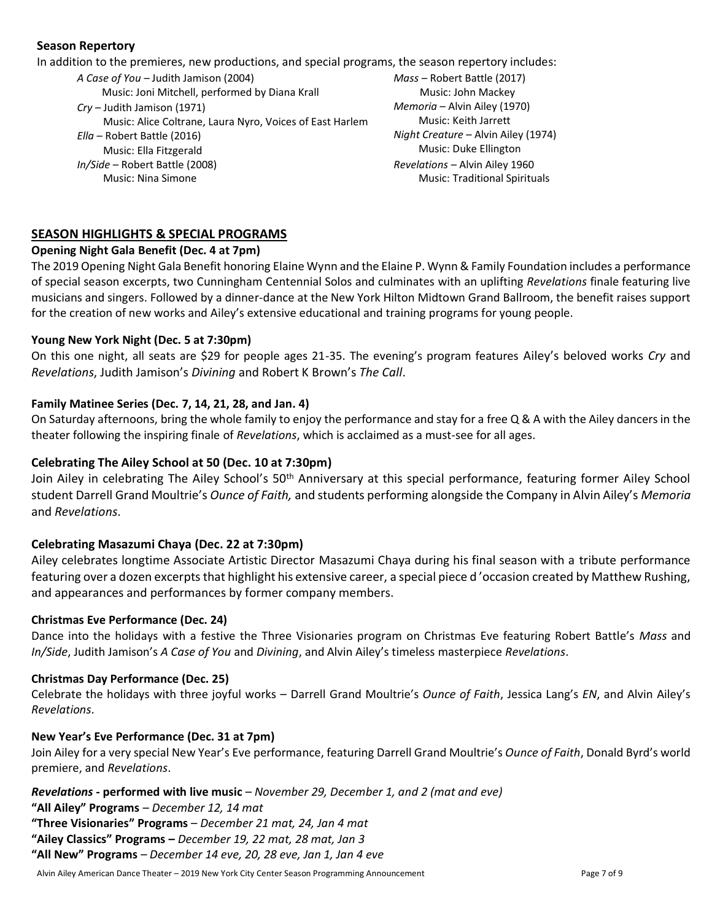**Season Repertory**

In addition to the premieres, new productions, and special programs, the season repertory includes:

*A Case of You* – Judith Jamison (2004)
Music: Joni Mitchell, performed by Diana Krall

*Cry* – Judith Jamison (1971)
Music: Alice Coltrane, Laura Nyro, Voices of East Harlem

*Ella* – Robert Battle (2016)
Music: Ella Fitzgerald

*In/Side* – Robert Battle (2008)
Music: Nina Simone

*Mass* – Robert Battle (2017)
Music: John Mackey

*Memoria* – Alvin Ailey (1970)
Music: Keith Jarrett

*Night Creature* – Alvin Ailey (1974)
Music: Duke Ellington

*Revelations* – Alvin Ailey 1960
Music: Traditional Spirituals

## SEASON HIGHLIGHTS & SPECIAL PROGRAMS

**Opening Night Gala Benefit (Dec. 4 at 7pm)**

The 2019 Opening Night Gala Benefit honoring Elaine Wynn and the Elaine P. Wynn & Family Foundation includes a performance of special season excerpts, two Cunningham Centennial Solos and culminates with an uplifting *Revelations* finale featuring live musicians and singers. Followed by a dinner-dance at the New York Hilton Midtown Grand Ballroom, the benefit raises support for the creation of new works and Ailey's extensive educational and training programs for young people.

**Young New York Night (Dec. 5 at 7:30pm)**

On this one night, all seats are $29 for people ages 21-35. The evening's program features Ailey's beloved works *Cry* and *Revelations*, Judith Jamison's *Divining* and Robert K Brown's *The Call*.

**Family Matinee Series (Dec. 7, 14, 21, 28, and Jan. 4)**

On Saturday afternoons, bring the whole family to enjoy the performance and stay for a free Q & A with the Ailey dancers in the theater following the inspiring finale of *Revelations*, which is acclaimed as a must-see for all ages.

**Celebrating The Ailey School at 50 (Dec. 10 at 7:30pm)**

Join Ailey in celebrating The Ailey School's 50th Anniversary at this special performance, featuring former Ailey School student Darrell Grand Moultrie's *Ounce of Faith,* and students performing alongside the Company in Alvin Ailey's *Memoria* and *Revelations*.

**Celebrating Masazumi Chaya (Dec. 22 at 7:30pm)**

Ailey celebrates longtime Associate Artistic Director Masazumi Chaya during his final season with a tribute performance featuring over a dozen excerpts that highlight his extensive career, a special piece d'occasion created by Matthew Rushing, and appearances and performances by former company members.

**Christmas Eve Performance (Dec. 24)**

Dance into the holidays with a festive the Three Visionaries program on Christmas Eve featuring Robert Battle's *Mass* and *In/Side*, Judith Jamison's *A Case of You* and *Divining*, and Alvin Ailey's timeless masterpiece *Revelations*.

**Christmas Day Performance (Dec. 25)**

Celebrate the holidays with three joyful works – Darrell Grand Moultrie's *Ounce of Faith*, Jessica Lang's *EN*, and Alvin Ailey's *Revelations*.

**New Year's Eve Performance (Dec. 31 at 7pm)**

Join Ailey for a very special New Year's Eve performance, featuring Darrell Grand Moultrie's *Ounce of Faith*, Donald Byrd's world premiere, and *Revelations*.

***Revelations* - performed with live music** – *November 29, December 1, and 2 (mat and eve)*
**"All Ailey" Programs** – *December 12, 14 mat*
**"Three Visionaries" Programs** – *December 21 mat, 24, Jan 4 mat*
**"Ailey Classics" Programs –** *December 19, 22 mat, 28 mat, Jan 3*
**"All New" Programs** – *December 14 eve, 20, 28 eve, Jan 1, Jan 4 eve*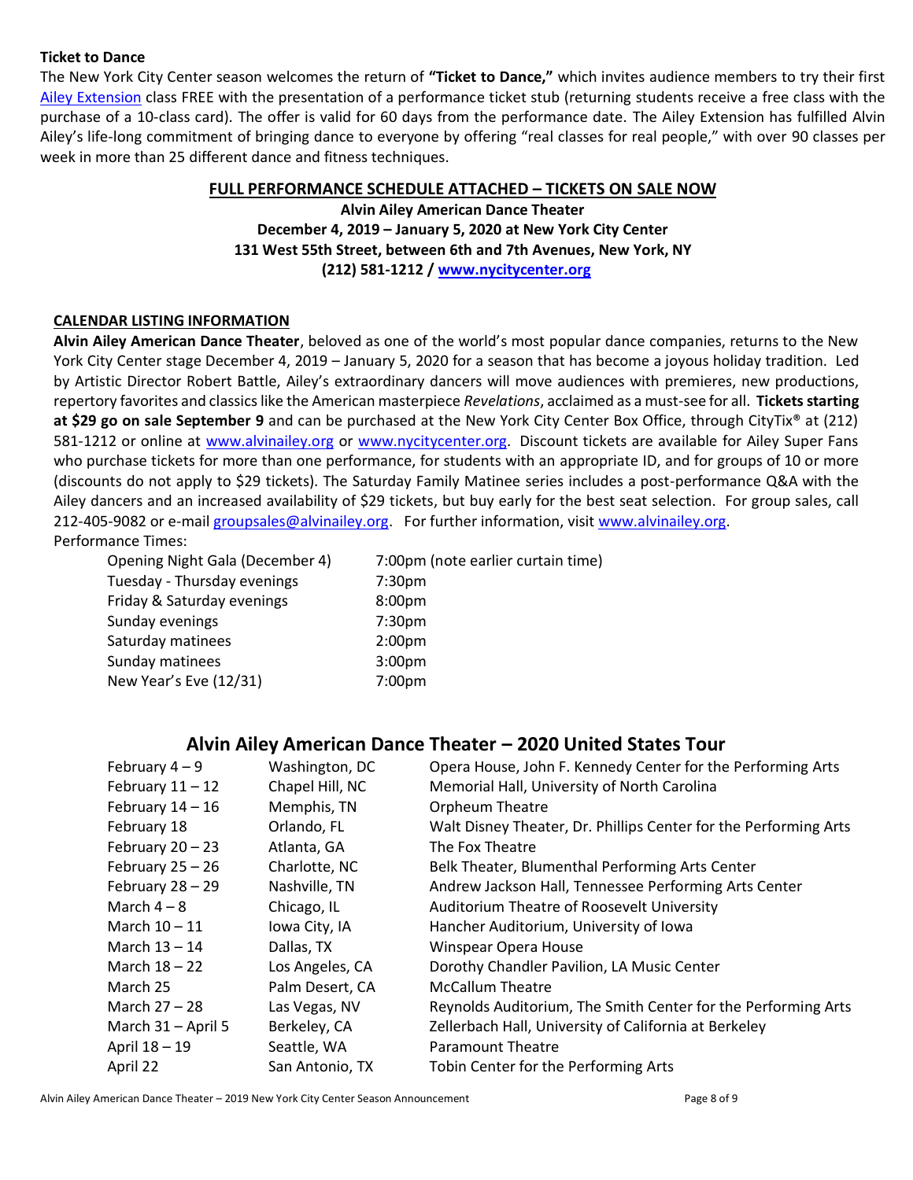**Ticket to Dance**

The New York City Center season welcomes the return of **"Ticket to Dance,"** which invites audience members to try their first Ailey Extension class FREE with the presentation of a performance ticket stub (returning students receive a free class with the purchase of a 10-class card). The offer is valid for 60 days from the performance date. The Ailey Extension has fulfilled Alvin Ailey's life-long commitment of bringing dance to everyone by offering "real classes for real people," with over 90 classes per week in more than 25 different dance and fitness techniques.

**FULL PERFORMANCE SCHEDULE ATTACHED – TICKETS ON SALE NOW**

**Alvin Ailey American Dance Theater**
**December 4, 2019 – January 5, 2020 at New York City Center**
**131 West 55th Street, between 6th and 7th Avenues, New York, NY**
**(212) 581-1212 / www.nycitycenter.org**

**CALENDAR LISTING INFORMATION**

**Alvin Ailey American Dance Theater**, beloved as one of the world's most popular dance companies, returns to the New York City Center stage December 4, 2019 – January 5, 2020 for a season that has become a joyous holiday tradition. Led by Artistic Director Robert Battle, Ailey's extraordinary dancers will move audiences with premieres, new productions, repertory favorites and classics like the American masterpiece *Revelations*, acclaimed as a must-see for all. **Tickets starting at $29 go on sale September 9** and can be purchased at the New York City Center Box Office, through CityTix® at (212) 581-1212 or online at www.alvinailey.org or www.nycitycenter.org. Discount tickets are available for Ailey Super Fans who purchase tickets for more than one performance, for students with an appropriate ID, and for groups of 10 or more (discounts do not apply to $29 tickets). The Saturday Family Matinee series includes a post-performance Q&A with the Ailey dancers and an increased availability of $29 tickets, but buy early for the best seat selection. For group sales, call 212-405-9082 or e-mail groupsales@alvinailey.org. For further information, visit www.alvinailey.org.

Performance Times:

| | |
|---|---|
| Opening Night Gala (December 4) | 7:00pm (note earlier curtain time) |
| Tuesday - Thursday evenings | 7:30pm |
| Friday & Saturday evenings | 8:00pm |
| Sunday evenings | 7:30pm |
| Saturday matinees | 2:00pm |
| Sunday matinees | 3:00pm |
| New Year's Eve (12/31) | 7:00pm |

## Alvin Ailey American Dance Theater – 2020 United States Tour

| | | |
|---|---|---|
| February 4 – 9 | Washington, DC | Opera House, John F. Kennedy Center for the Performing Arts |
| February 11 – 12 | Chapel Hill, NC | Memorial Hall, University of North Carolina |
| February 14 – 16 | Memphis, TN | Orpheum Theatre |
| February 18 | Orlando, FL | Walt Disney Theater, Dr. Phillips Center for the Performing Arts |
| February 20 – 23 | Atlanta, GA | The Fox Theatre |
| February 25 – 26 | Charlotte, NC | Belk Theater, Blumenthal Performing Arts Center |
| February 28 – 29 | Nashville, TN | Andrew Jackson Hall, Tennessee Performing Arts Center |
| March 4 – 8 | Chicago, IL | Auditorium Theatre of Roosevelt University |
| March 10 – 11 | Iowa City, IA | Hancher Auditorium, University of Iowa |
| March 13 – 14 | Dallas, TX | Winspear Opera House |
| March 18 – 22 | Los Angeles, CA | Dorothy Chandler Pavilion, LA Music Center |
| March 25 | Palm Desert, CA | McCallum Theatre |
| March 27 – 28 | Las Vegas, NV | Reynolds Auditorium, The Smith Center for the Performing Arts |
| March 31 – April 5 | Berkeley, CA | Zellerbach Hall, University of California at Berkeley |
| April 18 – 19 | Seattle, WA | Paramount Theatre |
| April 22 | San Antonio, TX | Tobin Center for the Performing Arts |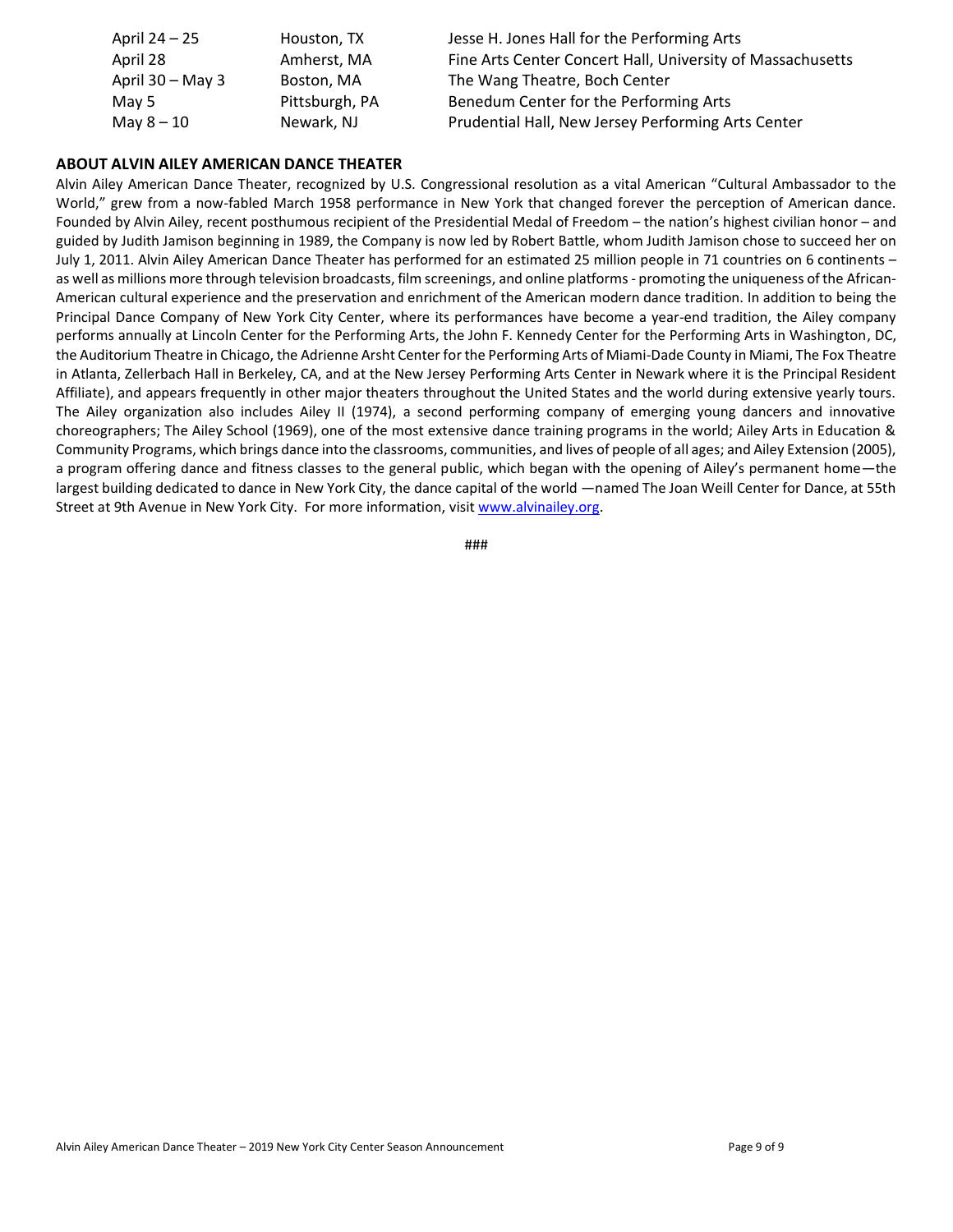| | | |
|---|---|---|
| April 24 – 25 | Houston, TX | Jesse H. Jones Hall for the Performing Arts |
| April 28 | Amherst, MA | Fine Arts Center Concert Hall, University of Massachusetts |
| April 30 – May 3 | Boston, MA | The Wang Theatre, Boch Center |
| May 5 | Pittsburgh, PA | Benedum Center for the Performing Arts |
| May 8 – 10 | Newark, NJ | Prudential Hall, New Jersey Performing Arts Center |

**ABOUT ALVIN AILEY AMERICAN DANCE THEATER**

Alvin Ailey American Dance Theater, recognized by U.S. Congressional resolution as a vital American "Cultural Ambassador to the World," grew from a now-fabled March 1958 performance in New York that changed forever the perception of American dance. Founded by Alvin Ailey, recent posthumous recipient of the Presidential Medal of Freedom – the nation's highest civilian honor – and guided by Judith Jamison beginning in 1989, the Company is now led by Robert Battle, whom Judith Jamison chose to succeed her on July 1, 2011. Alvin Ailey American Dance Theater has performed for an estimated 25 million people in 71 countries on 6 continents – as well as millions more through television broadcasts, film screenings, and online platforms - promoting the uniqueness of the African-American cultural experience and the preservation and enrichment of the American modern dance tradition. In addition to being the Principal Dance Company of New York City Center, where its performances have become a year-end tradition, the Ailey company performs annually at Lincoln Center for the Performing Arts, the John F. Kennedy Center for the Performing Arts in Washington, DC, the Auditorium Theatre in Chicago, the Adrienne Arsht Center for the Performing Arts of Miami-Dade County in Miami, The Fox Theatre in Atlanta, Zellerbach Hall in Berkeley, CA, and at the New Jersey Performing Arts Center in Newark where it is the Principal Resident Affiliate), and appears frequently in other major theaters throughout the United States and the world during extensive yearly tours. The Ailey organization also includes Ailey II (1974), a second performing company of emerging young dancers and innovative choreographers; The Ailey School (1969), one of the most extensive dance training programs in the world; Ailey Arts in Education & Community Programs, which brings dance into the classrooms, communities, and lives of people of all ages; and Ailey Extension (2005), a program offering dance and fitness classes to the general public, which began with the opening of Ailey's permanent home—the largest building dedicated to dance in New York City, the dance capital of the world —named The Joan Weill Center for Dance, at 55th Street at 9th Avenue in New York City. For more information, visit www.alvinailey.org.

###